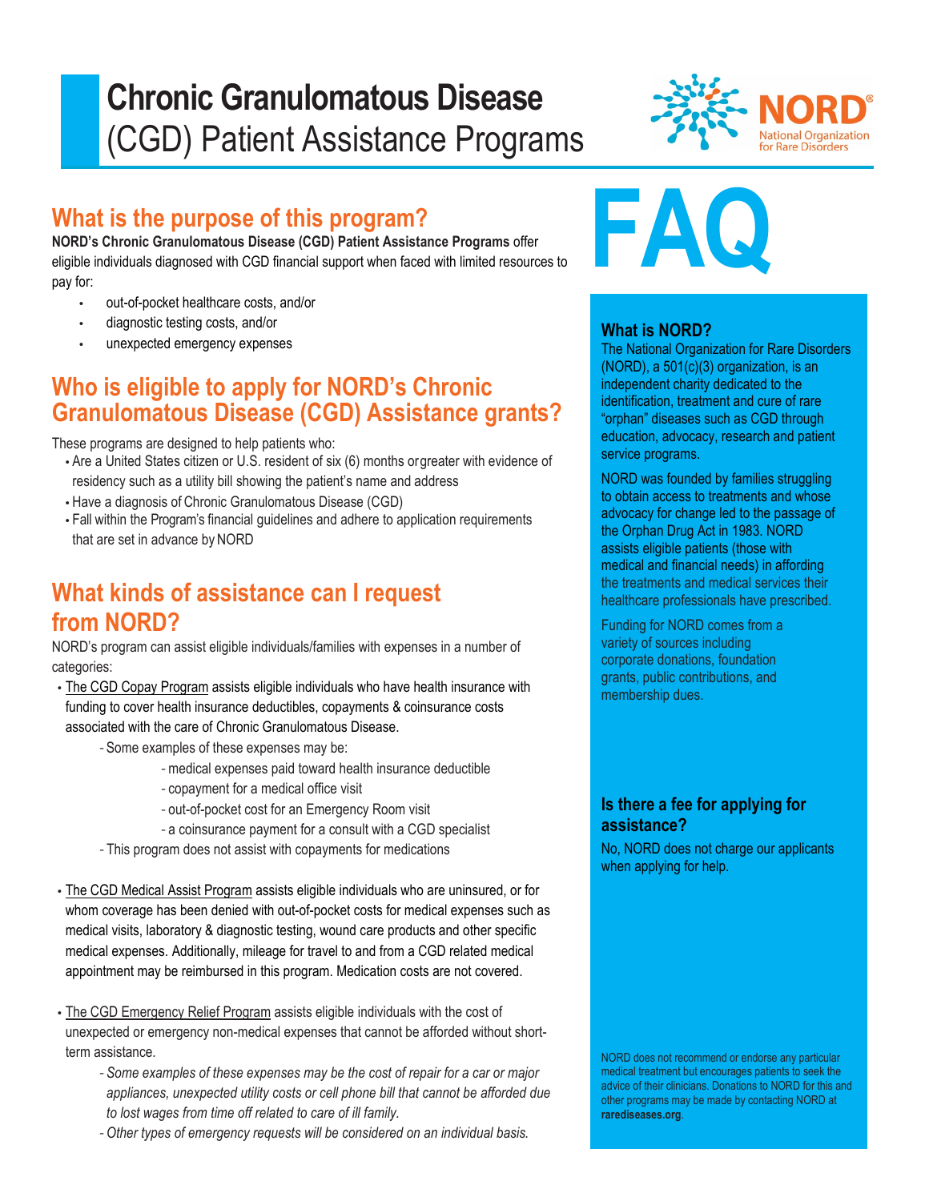# Chronic Granulomatous Disease (CGD) Patient Assistance Programs

NORD® National Organization for Rare Disorders

## What is the purpose of this program?

**NORD's Chronic Granulomatous Disease (CGD) Patient Assistance Programs** offer eligible individuals diagnosed with CGD financial support when faced with limited resources to pay for:

- out-of-pocket healthcare costs, and/or
- diagnostic testing costs, and/or
- unexpected emergency expenses

## Who is eligible to apply for NORD's Chronic Granulomatous Disease (CGD) Assistance grants?

These programs are designed to help patients who:

- Are a United States citizen or U.S. resident of six (6) months orgreater with evidence of residency such as a utility bill showing the patient's name and address
- Have a diagnosis of Chronic Granulomatous Disease (CGD)
- Fall within the Program's financial guidelines and adhere to application requirements that are set in advance by NORD

## What kinds of assistance can I request from NORD?

NORD's program can assist eligible individuals/families with expenses in a number of categories:

- The CGD Copay Program assists eligible individuals who have health insurance with funding to cover health insurance deductibles, copayments & coinsurance costs associated with the care of Chronic Granulomatous Disease.
  - Some examples of these expenses may be:
    - medical expenses paid toward health insurance deductible
    - copayment for a medical office visit
    - out-of-pocket cost for an Emergency Room visit
    - a coinsurance payment for a consult with a CGD specialist
  - This program does not assist with copayments for medications
- The CGD Medical Assist Program assists eligible individuals who are uninsured, or for whom coverage has been denied with out-of-pocket costs for medical expenses such as medical visits, laboratory & diagnostic testing, wound care products and other specific medical expenses. Additionally, mileage for travel to and from a CGD related medical appointment may be reimbursed in this program. Medication costs are not covered.
- The CGD Emergency Relief Program assists eligible individuals with the cost of unexpected or emergency non-medical expenses that cannot be afforded without short-term assistance.
  - *Some examples of these expenses may be the cost of repair for a car or major appliances, unexpected utility costs or cell phone bill that cannot be afforded due to lost wages from time off related to care of ill family.*
  - *Other types of emergency requests will be considered on an individual basis.*

# FAQ

### What is NORD?

The National Organization for Rare Disorders (NORD), a 501(c)(3) organization, is an independent charity dedicated to the identification, treatment and cure of rare "orphan" diseases such as CGD through education, advocacy, research and patient service programs.

NORD was founded by families struggling to obtain access to treatments and whose advocacy for change led to the passage of the Orphan Drug Act in 1983. NORD assists eligible patients (those with medical and financial needs) in affording the treatments and medical services their healthcare professionals have prescribed.

Funding for NORD comes from a variety of sources including corporate donations, foundation grants, public contributions, and membership dues.

### Is there a fee for applying for assistance?

No, NORD does not charge our applicants when applying for help.

NORD does not recommend or endorse any particular medical treatment but encourages patients to seek the advice of their clinicians. Donations to NORD for this and other programs may be made by contacting NORD at **rarediseases.org**.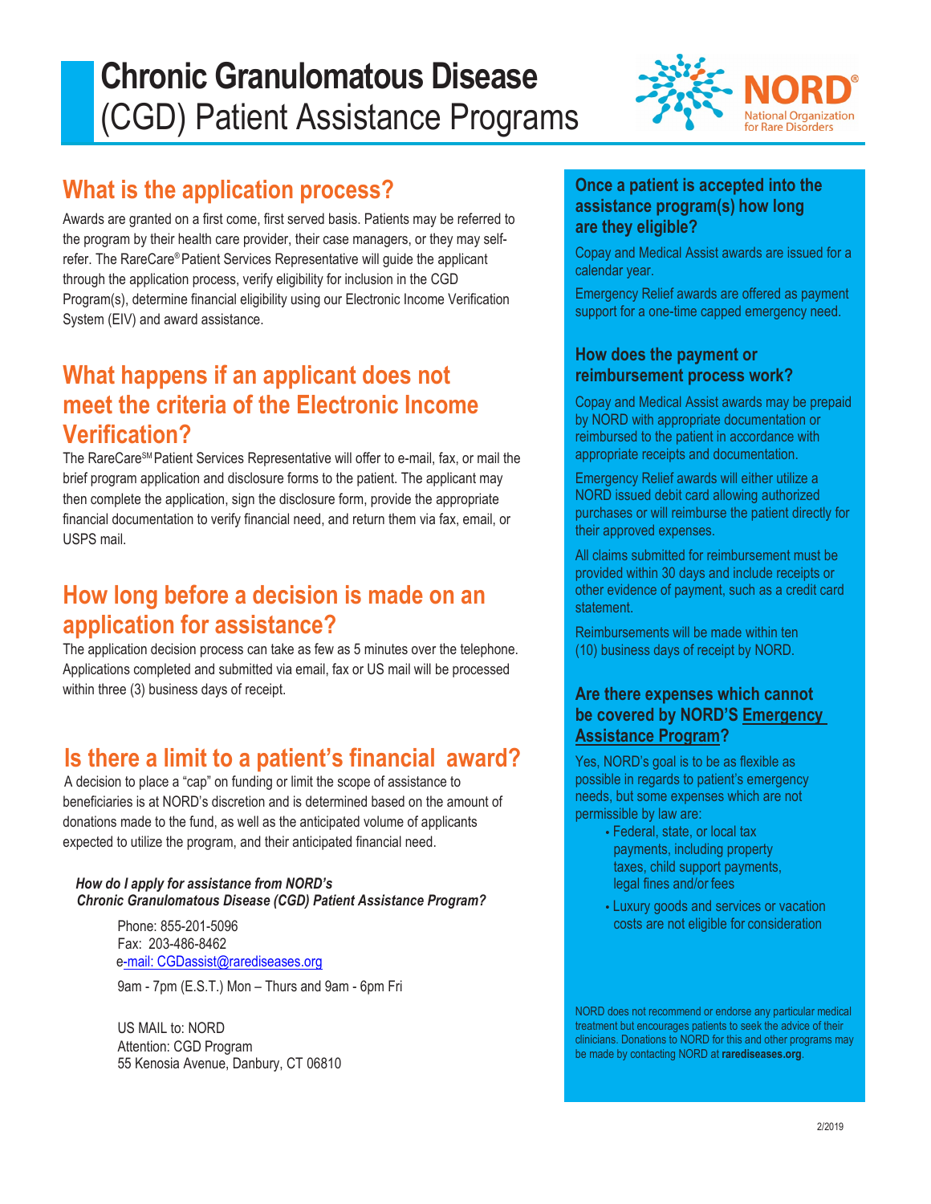# Chronic Granulomatous Disease (CGD) Patient Assistance Programs

## What is the application process?

Awards are granted on a first come, first served basis. Patients may be referred to the program by their health care provider, their case managers, or they may self-refer. The RareCare® Patient Services Representative will guide the applicant through the application process, verify eligibility for inclusion in the CGD Program(s), determine financial eligibility using our Electronic Income Verification System (EIV) and award assistance.

## What happens if an applicant does not meet the criteria of the Electronic Income Verification?

The RareCare℠ Patient Services Representative will offer to e-mail, fax, or mail the brief program application and disclosure forms to the patient. The applicant may then complete the application, sign the disclosure form, provide the appropriate financial documentation to verify financial need, and return them via fax, email, or USPS mail.

## How long before a decision is made on an application for assistance?

The application decision process can take as few as 5 minutes over the telephone. Applications completed and submitted via email, fax or US mail will be processed within three (3) business days of receipt.

## Is there a limit to a patient's financial award?

A decision to place a "cap" on funding or limit the scope of assistance to beneficiaries is at NORD's discretion and is determined based on the amount of donations made to the fund, as well as the anticipated volume of applicants expected to utilize the program, and their anticipated financial need.

***How do I apply for assistance from NORD's Chronic Granulomatous Disease (CGD) Patient Assistance Program?***

Phone: 855-201-5096
Fax: 203-486-8462
e-mail: CGDassist@rarediseases.org

9am - 7pm (E.S.T.) Mon – Thurs and 9am - 6pm Fri

US MAIL to: NORD
Attention: CGD Program
55 Kenosia Avenue, Danbury, CT 06810

### Once a patient is accepted into the assistance program(s) how long are they eligible?

Copay and Medical Assist awards are issued for a calendar year.

Emergency Relief awards are offered as payment support for a one-time capped emergency need.

### How does the payment or reimbursement process work?

Copay and Medical Assist awards may be prepaid by NORD with appropriate documentation or reimbursed to the patient in accordance with appropriate receipts and documentation.

Emergency Relief awards will either utilize a NORD issued debit card allowing authorized purchases or will reimburse the patient directly for their approved expenses.

All claims submitted for reimbursement must be provided within 30 days and include receipts or other evidence of payment, such as a credit card statement.

Reimbursements will be made within ten (10) business days of receipt by NORD.

### Are there expenses which cannot be covered by NORD'S Emergency Assistance Program?

Yes, NORD's goal is to be as flexible as possible in regards to patient's emergency needs, but some expenses which are not permissible by law are:

- Federal, state, or local tax payments, including property taxes, child support payments, legal fines and/or fees
- Luxury goods and services or vacation costs are not eligible for consideration

NORD does not recommend or endorse any particular medical treatment but encourages patients to seek the advice of their clinicians. Donations to NORD for this and other programs may be made by contacting NORD at **rarediseases.org**.

2/2019